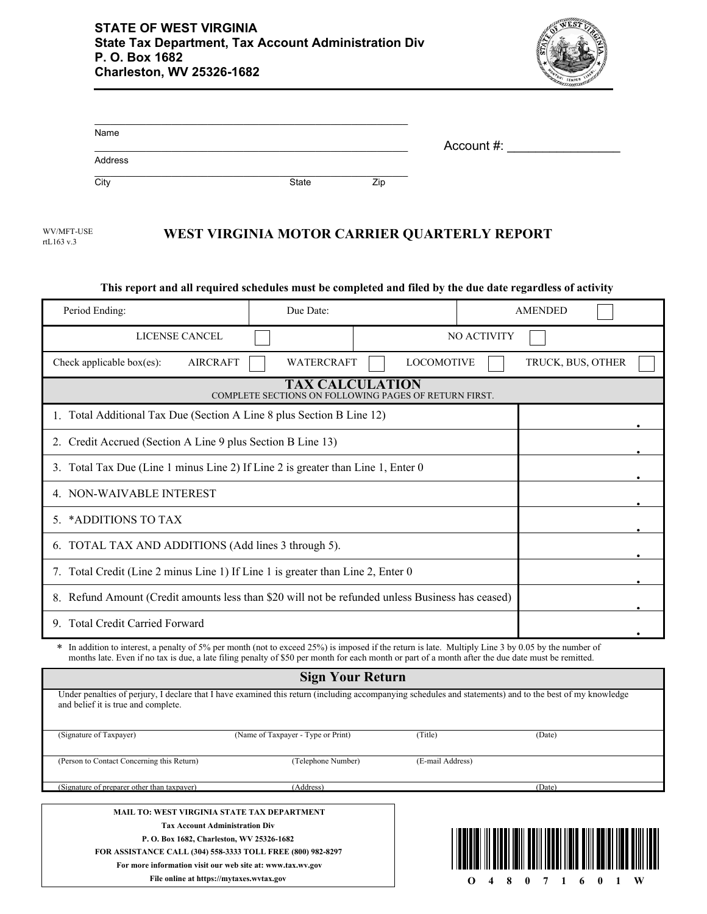**STATE OF WEST VIRGINIA**
**State Tax Department, Tax Account Administration Div**
**P. O. Box 1682**
**Charleston, WV 25326-1682**

Name ______________________________

Address ______________________________

City ______________ State ______ Zip ______

Account #: ________________

WV/MFT-USE
rtL163 v.3

# WEST VIRGINIA MOTOR CARRIER QUARTERLY REPORT

**This report and all required schedules must be completed and filed by the due date regardless of activity**

| Period Ending: | Due Date: | AMENDED ☐ |
|---|---|---|

| LICENSE CANCEL ☐ | NO ACTIVITY ☐ |
|---|---|

Check applicable box(es): AIRCRAFT ☐ WATERCRAFT ☐ LOCOMOTIVE ☐ TRUCK, BUS, OTHER ☐

## TAX CALCULATION

COMPLETE SECTIONS ON FOLLOWING PAGES OF RETURN FIRST.

| Line | Amount |
|---|---|
| 1. Total Additional Tax Due (Section A Line 8 plus Section B Line 12) | . |
| 2. Credit Accrued (Section A Line 9 plus Section B Line 13) | . |
| 3. Total Tax Due (Line 1 minus Line 2) If Line 2 is greater than Line 1, Enter 0 | . |
| 4. NON-WAIVABLE INTEREST | . |
| 5. *ADDITIONS TO TAX | . |
| 6. TOTAL TAX AND ADDITIONS (Add lines 3 through 5). | . |
| 7. Total Credit (Line 2 minus Line 1) If Line 1 is greater than Line 2, Enter 0 | . |
| 8. Refund Amount (Credit amounts less than $20 will not be refunded unless Business has ceased) | . |
| 9. Total Credit Carried Forward | . |

\* In addition to interest, a penalty of 5% per month (not to exceed 25%) is imposed if the return is late. Multiply Line 3 by 0.05 by the number of months late. Even if no tax is due, a late filing penalty of $50 per month for each month or part of a month after the due date must be remitted.

## Sign Your Return

Under penalties of perjury, I declare that I have examined this return (including accompanying schedules and statements) and to the best of my knowledge and belief it is true and complete.

| (Signature of Taxpayer) | (Name of Taxpayer - Type or Print) | (Title) | (Date) |
|---|---|---|---|
| (Person to Contact Concerning this Return) | (Telephone Number) | (E-mail Address) | |
| (Signature of preparer other than taxpayer) | (Address) | | (Date) |

**MAIL TO: WEST VIRGINIA STATE TAX DEPARTMENT**
**Tax Account Administration Div**
**P. O. Box 1682, Charleston, WV 25326-1682**
**FOR ASSISTANCE CALL (304) 558-3333 TOLL FREE (800) 982-8297**
**For more information visit our web site at: www.tax.wv.gov**
**File online at https://mytaxes.wvtax.gov**

O 4 8 0 7 1 6 0 1 W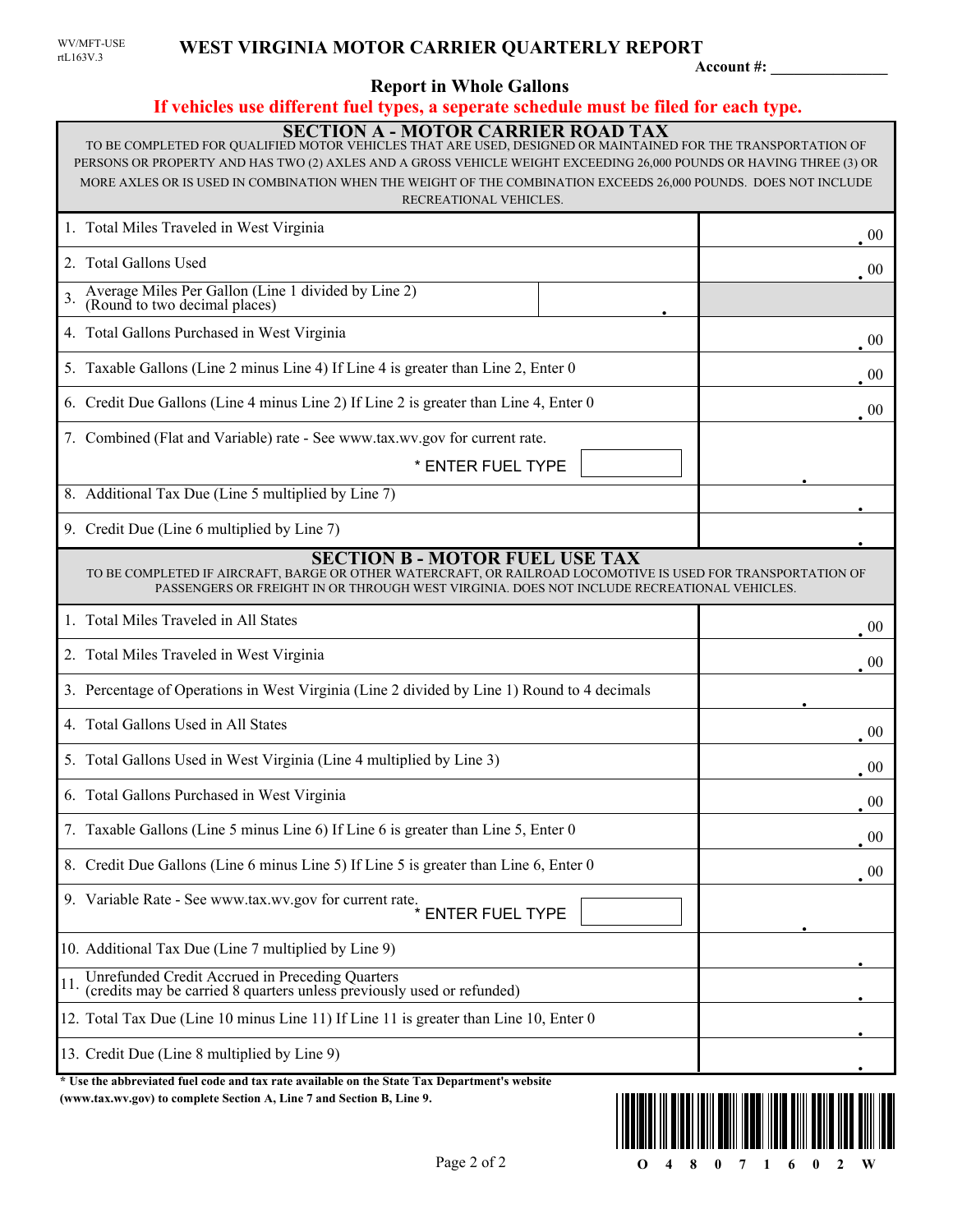WV/MFT-USE
rtL163V.3

# WEST VIRGINIA MOTOR CARRIER QUARTERLY REPORT

Account #: _______________

**Report in Whole Gallons**

**If vehicles use different fuel types, a seperate schedule must be filed for each type.**

## SECTION A - MOTOR CARRIER ROAD TAX

TO BE COMPLETED FOR QUALIFIED MOTOR VEHICLES THAT ARE USED, DESIGNED OR MAINTAINED FOR THE TRANSPORTATION OF PERSONS OR PROPERTY AND HAS TWO (2) AXLES AND A GROSS VEHICLE WEIGHT EXCEEDING 26,000 POUNDS OR HAVING THREE (3) OR MORE AXLES OR IS USED IN COMBINATION WHEN THE WEIGHT OF THE COMBINATION EXCEEDS 26,000 POUNDS. DOES NOT INCLUDE RECREATIONAL VEHICLES.

| | | |
|---|---|---|
| 1. Total Miles Traveled in West Virginia | | .00 |
| 2. Total Gallons Used | | .00 |
| 3. Average Miles Per Gallon (Line 1 divided by Line 2) (Round to two decimal places) | . | |
| 4. Total Gallons Purchased in West Virginia | | .00 |
| 5. Taxable Gallons (Line 2 minus Line 4) If Line 4 is greater than Line 2, Enter 0 | | .00 |
| 6. Credit Due Gallons (Line 4 minus Line 2) If Line 2 is greater than Line 4, Enter 0 | | .00 |
| 7. Combined (Flat and Variable) rate - See www.tax.wv.gov for current rate. * ENTER FUEL TYPE | | . |
| 8. Additional Tax Due (Line 5 multiplied by Line 7) | | . |
| 9. Credit Due (Line 6 multiplied by Line 7) | | . |

## SECTION B - MOTOR FUEL USE TAX

TO BE COMPLETED IF AIRCRAFT, BARGE OR OTHER WATERCRAFT, OR RAILROAD LOCOMOTIVE IS USED FOR TRANSPORTATION OF PASSENGERS OR FREIGHT IN OR THROUGH WEST VIRGINIA. DOES NOT INCLUDE RECREATIONAL VEHICLES.

| | |
|---|---|
| 1. Total Miles Traveled in All States | .00 |
| 2. Total Miles Traveled in West Virginia | .00 |
| 3. Percentage of Operations in West Virginia (Line 2 divided by Line 1) Round to 4 decimals | . |
| 4. Total Gallons Used in All States | .00 |
| 5. Total Gallons Used in West Virginia (Line 4 multiplied by Line 3) | .00 |
| 6. Total Gallons Purchased in West Virginia | .00 |
| 7. Taxable Gallons (Line 5 minus Line 6) If Line 6 is greater than Line 5, Enter 0 | .00 |
| 8. Credit Due Gallons (Line 6 minus Line 5) If Line 5 is greater than Line 6, Enter 0 | .00 |
| 9. Variable Rate - See www.tax.wv.gov for current rate. * ENTER FUEL TYPE | . |
| 10. Additional Tax Due (Line 7 multiplied by Line 9) | . |
| 11. Unrefunded Credit Accrued in Preceding Quarters (credits may be carried 8 quarters unless previously used or refunded) | . |
| 12. Total Tax Due (Line 10 minus Line 11) If Line 11 is greater than Line 10, Enter 0 | . |
| 13. Credit Due (Line 8 multiplied by Line 9) | . |

**\* Use the abbreviated fuel code and tax rate available on the State Tax Department's website (www.tax.wv.gov) to complete Section A, Line 7 and Section B, Line 9.**

O 4 8 0 7 1 6 0 2 W